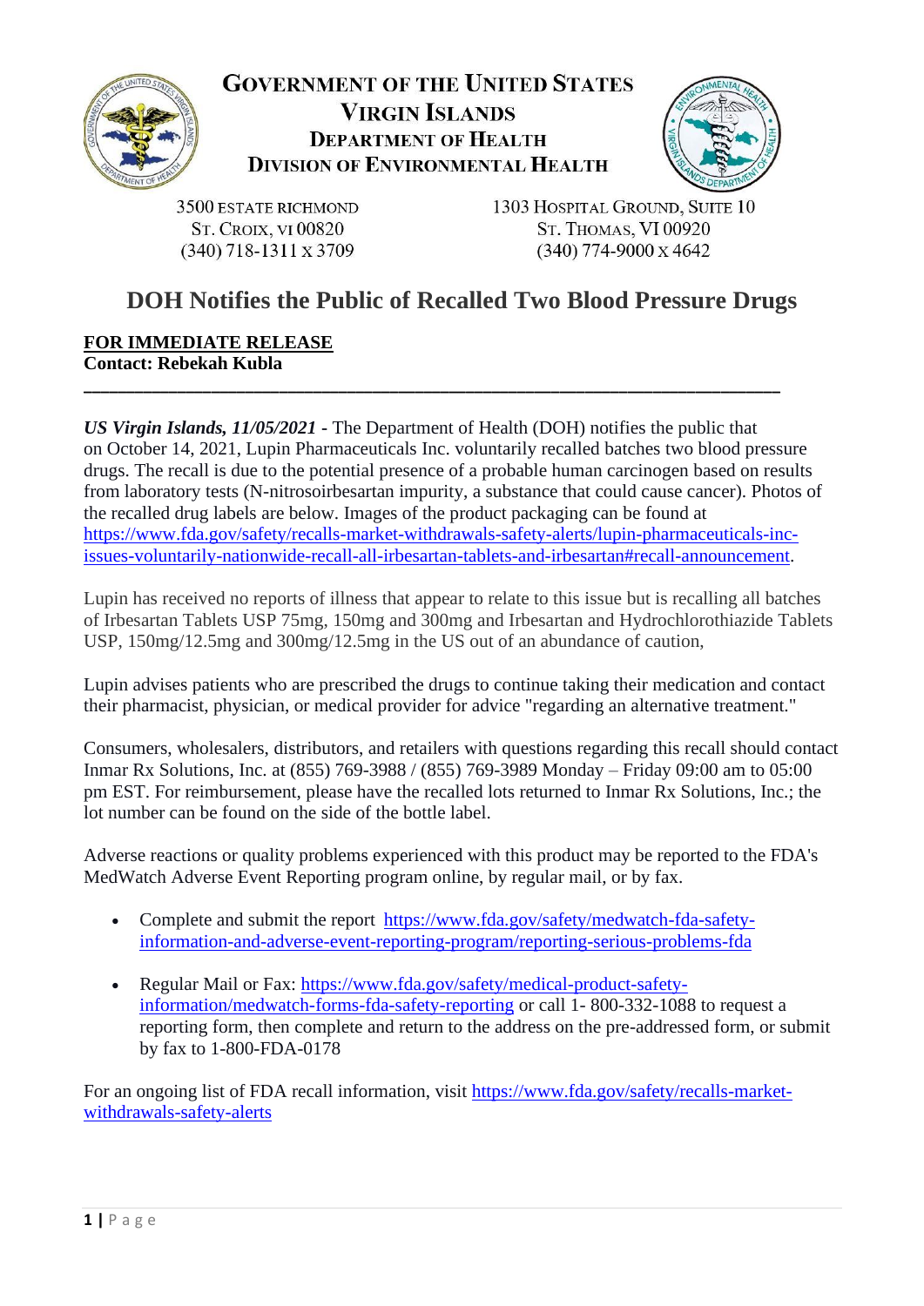**GOVERNMENT OF THE UNITED STATES**
**VIRGIN ISLANDS**
**DEPARTMENT OF HEALTH**
**DIVISION OF ENVIRONMENTAL HEALTH**

3500 ESTATE RICHMOND
ST. CROIX, VI 00820
(340) 718-1311 X 3709

1303 HOSPITAL GROUND, SUITE 10
ST. THOMAS, VI 00920
(340) 774-9000 X 4642

# DOH Notifies the Public of Recalled Two Blood Pressure Drugs

**FOR IMMEDIATE RELEASE**
**Contact: Rebekah Kubla**

---

***US Virgin Islands, 11/05/2021*** **-** The Department of Health (DOH) notifies the public that on October 14, 2021, Lupin Pharmaceuticals Inc. voluntarily recalled batches two blood pressure drugs. The recall is due to the potential presence of a probable human carcinogen based on results from laboratory tests (N-nitrosoirbesartan impurity, a substance that could cause cancer). Photos of the recalled drug labels are below. Images of the product packaging can be found at https://www.fda.gov/safety/recalls-market-withdrawals-safety-alerts/lupin-pharmaceuticals-inc-issues-voluntarily-nationwide-recall-all-irbesartan-tablets-and-irbesartan#recall-announcement.

Lupin has received no reports of illness that appear to relate to this issue but is recalling all batches of Irbesartan Tablets USP 75mg, 150mg and 300mg and Irbesartan and Hydrochlorothiazide Tablets USP, 150mg/12.5mg and 300mg/12.5mg in the US out of an abundance of caution,

Lupin advises patients who are prescribed the drugs to continue taking their medication and contact their pharmacist, physician, or medical provider for advice "regarding an alternative treatment."

Consumers, wholesalers, distributors, and retailers with questions regarding this recall should contact Inmar Rx Solutions, Inc. at (855) 769-3988 / (855) 769-3989 Monday – Friday 09:00 am to 05:00 pm EST. For reimbursement, please have the recalled lots returned to Inmar Rx Solutions, Inc.; the lot number can be found on the side of the bottle label.

Adverse reactions or quality problems experienced with this product may be reported to the FDA's MedWatch Adverse Event Reporting program online, by regular mail, or by fax.

- Complete and submit the report https://www.fda.gov/safety/medwatch-fda-safety-information-and-adverse-event-reporting-program/reporting-serious-problems-fda
- Regular Mail or Fax: https://www.fda.gov/safety/medical-product-safety-information/medwatch-forms-fda-safety-reporting or call 1- 800-332-1088 to request a reporting form, then complete and return to the address on the pre-addressed form, or submit by fax to 1-800-FDA-0178

For an ongoing list of FDA recall information, visit https://www.fda.gov/safety/recalls-market-withdrawals-safety-alerts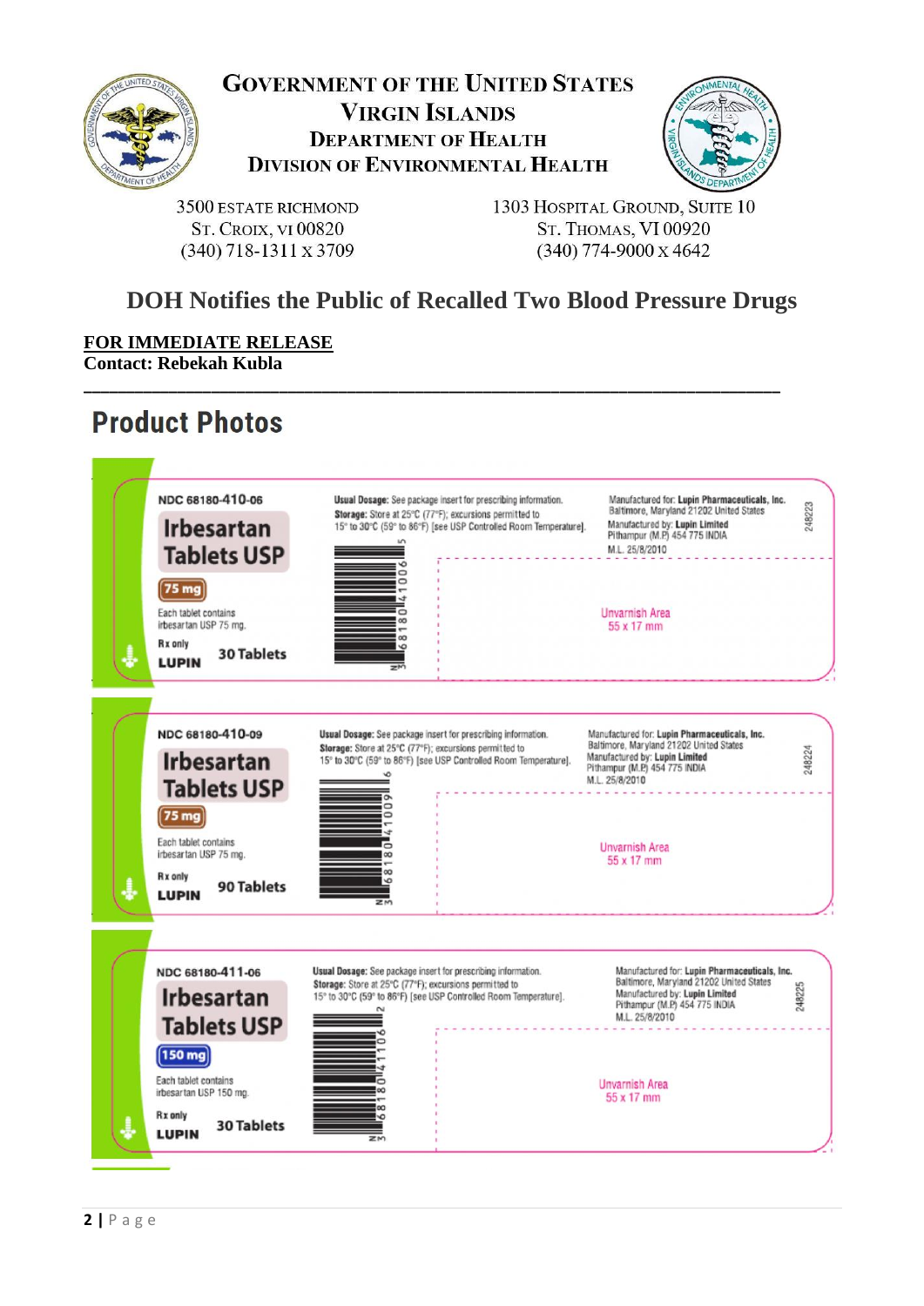**GOVERNMENT OF THE UNITED STATES**
**VIRGIN ISLANDS**
**DEPARTMENT OF HEALTH**
**DIVISION OF ENVIRONMENTAL HEALTH**

3500 ESTATE RICHMOND
ST. CROIX, VI 00820
(340) 718-1311 X 3709

1303 HOSPITAL GROUND, SUITE 10
ST. THOMAS, VI 00920
(340) 774-9000 X 4642

# DOH Notifies the Public of Recalled Two Blood Pressure Drugs

**FOR IMMEDIATE RELEASE**
**Contact: Rebekah Kubla**

---

## Product Photos

NDC 68180-410-06

**Irbesartan Tablets USP**

**75 mg**

Each tablet contains irbesartan USP 75 mg.

Rx only

**30 Tablets**

**LUPIN**

**Usual Dosage:** See package insert for prescribing information.
**Storage:** Store at 25°C (77°F); excursions permitted to 15° to 30°C (59° to 86°F) [see USP Controlled Room Temperature].

Manufactured for: **Lupin Pharmaceuticals, Inc.** Baltimore, Maryland 21202 United States
Manufactured by: **Lupin Limited** Pithampur (M.P.) 454 775 INDIA
M.L. 25/8/2010

Unvarnish Area
55 x 17 mm

248223

3 68180 41006 5

---

NDC 68180-410-09

**Irbesartan Tablets USP**

**75 mg**

Each tablet contains irbesartan USP 75 mg.

Rx only

**90 Tablets**

**LUPIN**

**Usual Dosage:** See package insert for prescribing information.
**Storage:** Store at 25°C (77°F); excursions permitted to 15° to 30°C (59° to 86°F) [see USP Controlled Room Temperature].

Manufactured for: **Lupin Pharmaceuticals, Inc.** Baltimore, Maryland 21202 United States
Manufactured by: **Lupin Limited** Pithampur (M.P.) 454 775 INDIA
M.L. 25/8/2010

Unvarnish Area
55 x 17 mm

248224

3 68180 41009 6

---

NDC 68180-411-06

**Irbesartan Tablets USP**

**150 mg**

Each tablet contains irbesartan USP 150 mg.

Rx only

**30 Tablets**

**LUPIN**

**Usual Dosage:** See package insert for prescribing information.
**Storage:** Store at 25°C (77°F); excursions permitted to 15° to 30°C (59° to 86°F) [see USP Controlled Room Temperature].

Manufactured for: **Lupin Pharmaceuticals, Inc.** Baltimore, Maryland 21202 United States
Manufactured by: **Lupin Limited** Pithampur (M.P.) 454 775 INDIA
M.L. 25/8/2010

Unvarnish Area
55 x 17 mm

248225

3 68180 41106 2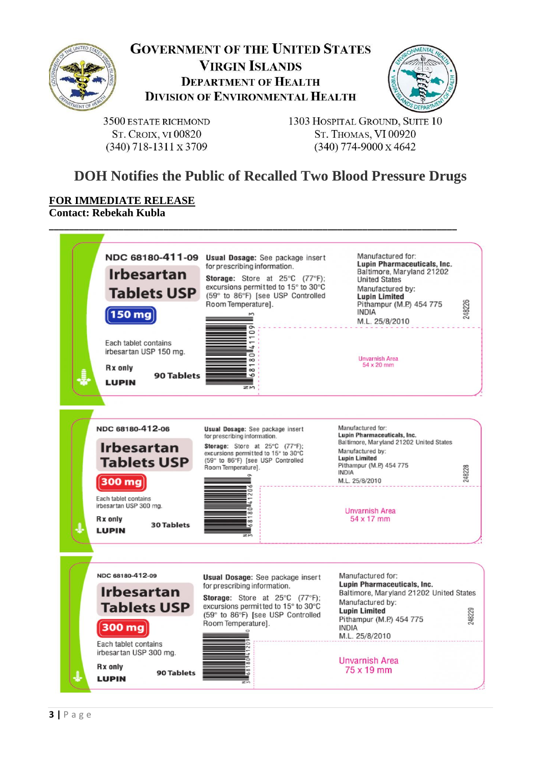# GOVERNMENT OF THE UNITED STATES VIRGIN ISLANDS
## DEPARTMENT OF HEALTH
## DIVISION OF ENVIRONMENTAL HEALTH

3500 ESTATE RICHMOND
ST. CROIX, VI 00820
(340) 718-1311 X 3709

1303 HOSPITAL GROUND, SUITE 10
ST. THOMAS, VI 00920
(340) 774-9000 X 4642

# DOH Notifies the Public of Recalled Two Blood Pressure Drugs

**FOR IMMEDIATE RELEASE**
**Contact: Rebekah Kubla**

---

**NDC 68180-411-09**

**Irbesartan Tablets USP**

**150 mg**

Each tablet contains irbesartan USP 150 mg.

**Rx only**

**90 Tablets**

**LUPIN**

**Usual Dosage:** See package insert for prescribing information.

**Storage:** Store at 25°C (77°F); excursions permitted to 15° to 30°C (59° to 86°F) [see USP Controlled Room Temperature].

N 3 68180 41109 3

Manufactured for:
**Lupin Pharmaceuticals, Inc.**
Baltimore, Maryland 21202
United States
Manufactured by:
**Lupin Limited**
Pithampur (M.P.) 454 775
INDIA
M.L. 25/8/2010

248226

Unvarnish Area
54 x 20 mm

---

**NDC 68180-412-06**

**Irbesartan Tablets USP**

**300 mg**

Each tablet contains irbesartan USP 300 mg.

**Rx only**

**30 Tablets**

**LUPIN**

**Usual Dosage:** See package insert for prescribing information.

**Storage:** Store at 25°C (77°F); excursions permitted to 15° to 30°C (59° to 86°F) [see USP Controlled Room Temperature].

N 3 68180 41206 9

Manufactured for:
**Lupin Pharmaceuticals, Inc.**
Baltimore, Maryland 21202 United States
Manufactured by:
**Lupin Limited**
Pithampur (M.P.) 454 775
INDIA
M.L. 25/8/2010

248228

Unvarnish Area
54 x 17 mm

---

**NDC 68180-412-09**

**Irbesartan Tablets USP**

**300 mg**

Each tablet contains irbesartan USP 300 mg.

**Rx only**

**90 Tablets**

**LUPIN**

**Usual Dosage:** See package insert for prescribing information.

**Storage:** Store at 25°C (77°F); excursions permitted to 15° to 30°C (59° to 86°F) [see USP Controlled Room Temperature].

N 3 68180 41209 0

Manufactured for:
**Lupin Pharmaceuticals, Inc.**
Baltimore, Maryland 21202 United States
Manufactured by:
**Lupin Limited**
Pithampur (M.P.) 454 775
INDIA
M.L. 25/8/2010

248229

Unvarnish Area
75 x 19 mm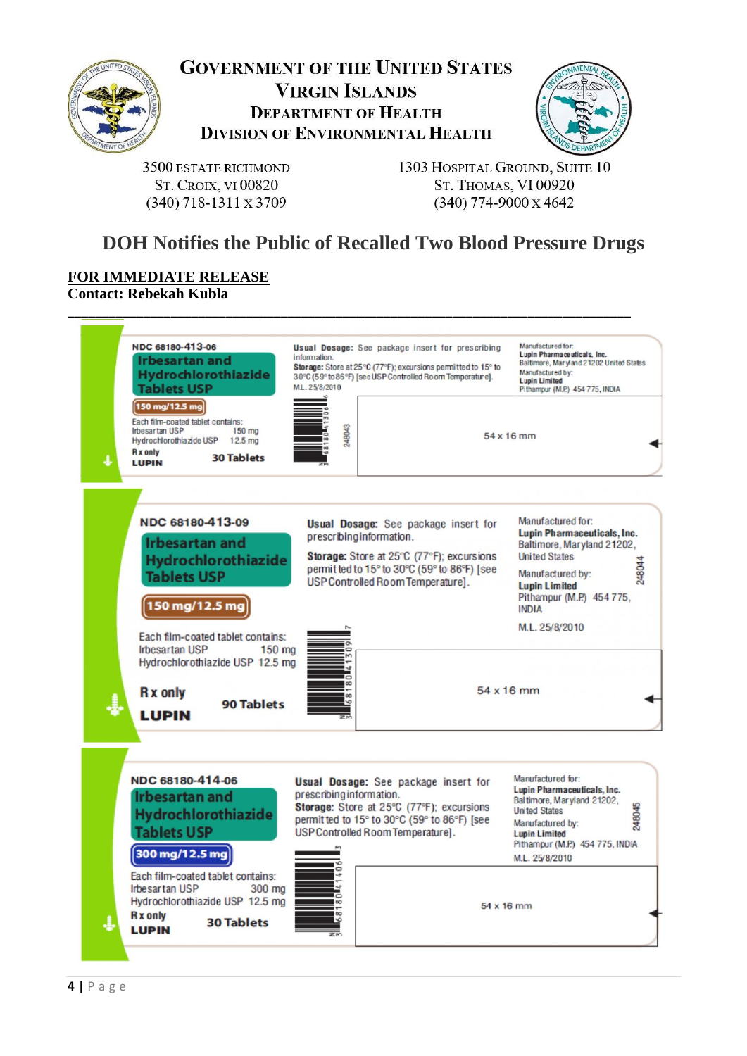# GOVERNMENT OF THE UNITED STATES VIRGIN ISLANDS
## DEPARTMENT OF HEALTH
## DIVISION OF ENVIRONMENTAL HEALTH

3500 ESTATE RICHMOND
ST. CROIX, VI 00820
(340) 718-1311 X 3709

1303 HOSPITAL GROUND, SUITE 10
ST. THOMAS, VI 00920
(340) 774-9000 X 4642

# DOH Notifies the Public of Recalled Two Blood Pressure Drugs

**FOR IMMEDIATE RELEASE**
**Contact: Rebekah Kubla**

---

NDC 68180-413-06
**Irbesartan and Hydrochlorothiazide Tablets USP**
**150 mg/12.5 mg**
Each film-coated tablet contains:
Irbesartan USP 150 mg
Hydrochlorothiazide USP 12.5 mg
Rx only
LUPIN
30 Tablets

**Usual Dosage:** See package insert for prescribing information.
**Storage:** Store at 25°C (77°F); excursions permitted to 15° to 30°C (59° to 86°F) [see USP Controlled Room Temperature].
M.L. 25/8/2010

Manufactured for:
**Lupin Pharmaceuticals, Inc.**
Baltimore, Maryland 21202 United States
Manufactured by:
**Lupin Limited**
Pithampur (M.P.) 454 775, INDIA

248043

54 x 16 mm

---

NDC 68180-413-09
**Irbesartan and Hydrochlorothiazide Tablets USP**
**150 mg/12.5 mg**
Each film-coated tablet contains:
Irbesartan USP 150 mg
Hydrochlorothiazide USP 12.5 mg
Rx only
LUPIN
90 Tablets

**Usual Dosage:** See package insert for prescribing information.
**Storage:** Store at 25°C (77°F); excursions permitted to 15° to 30°C (59° to 86°F) [see USP Controlled Room Temperature].

Manufactured for:
**Lupin Pharmaceuticals, Inc.**
Baltimore, Maryland 21202,
United States
Manufactured by:
**Lupin Limited**
Pithampur (M.P.) 454 775,
INDIA
M.L. 25/8/2010

248044

54 x 16 mm

---

NDC 68180-414-06
**Irbesartan and Hydrochlorothiazide Tablets USP**
**300 mg/12.5 mg**
Each film-coated tablet contains:
Irbesartan USP 300 mg
Hydrochlorothiazide USP 12.5 mg
Rx only
LUPIN
30 Tablets

**Usual Dosage:** See package insert for prescribing information.
**Storage:** Store at 25°C (77°F); excursions permitted to 15° to 30°C (59° to 86°F) [see USP Controlled Room Temperature].

Manufactured for:
**Lupin Pharmaceuticals, Inc.**
Baltimore, Maryland 21202,
United States
Manufactured by:
**Lupin Limited**
Pithampur (M.P.) 454 775, INDIA
M.L. 25/8/2010

248045

54 x 16 mm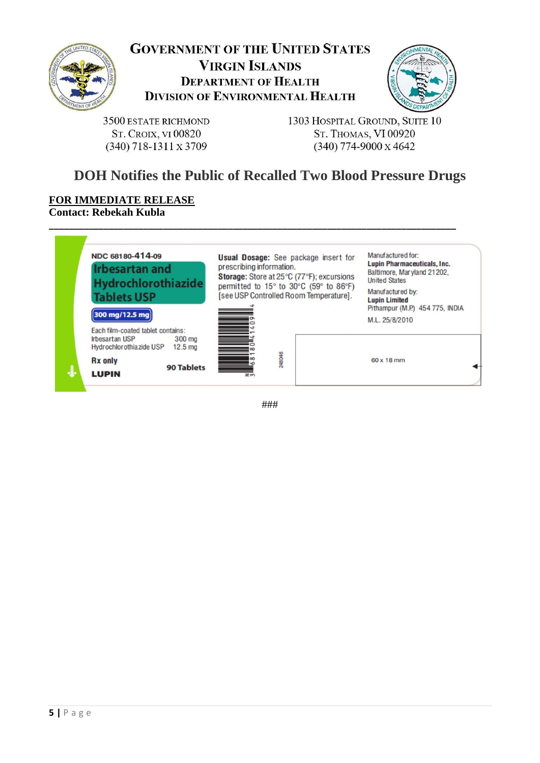# GOVERNMENT OF THE UNITED STATES VIRGIN ISLANDS
## DEPARTMENT OF HEALTH
## DIVISION OF ENVIRONMENTAL HEALTH

3500 ESTATE RICHMOND
ST. CROIX, VI 00820
(340) 718-1311 X 3709

1303 HOSPITAL GROUND, SUITE 10
ST. THOMAS, VI 00920
(340) 774-9000 X 4642

# DOH Notifies the Public of Recalled Two Blood Pressure Drugs

**FOR IMMEDIATE RELEASE**
**Contact: Rebekah Kubla**

---

NDC 68180-414-09

**Irbesartan and Hydrochlorothiazide Tablets USP**

**300 mg/12.5 mg**

Each film-coated tablet contains:
Irbesartan USP 300 mg
Hydrochlorothiazide USP 12.5 mg

**Rx only**

**90 Tablets**

**LUPIN**

**Usual Dosage:** See package insert for prescribing information.
**Storage:** Store at 25°C (77°F); excursions permitted to 15° to 30°C (59° to 86°F) [see USP Controlled Room Temperature].

N 3 68180 41409 4

248046

Manufactured for:
**Lupin Pharmaceuticals, Inc.**
Baltimore, Maryland 21202,
United States

Manufactured by:
**Lupin Limited**
Pithampur (M.P.) 454 775, INDIA

M.L. 25/8/2010

60 x 18 mm

###